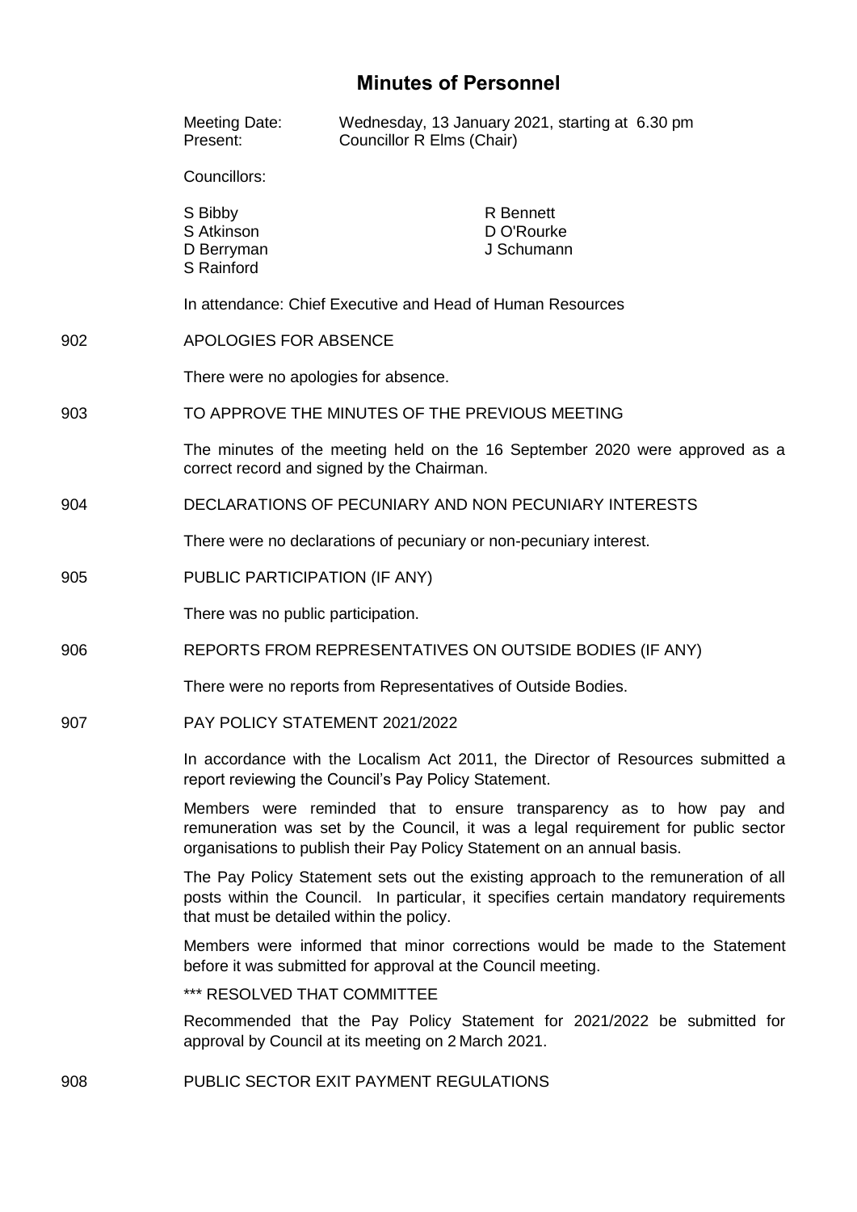# Minutes of Personnel

| | |
|---|---|
| Meeting Date: | Wednesday, 13 January 2021, starting at 6.30 pm |
| Present: | Councillor R Elms (Chair) |

Councillors:

| | |
|---|---|
| S Bibby | R Bennett |
| S Atkinson | D O'Rourke |
| D Berryman | J Schumann |
| S Rainford | |

In attendance: Chief Executive and Head of Human Resources

902 APOLOGIES FOR ABSENCE

There were no apologies for absence.

903 TO APPROVE THE MINUTES OF THE PREVIOUS MEETING

The minutes of the meeting held on the 16 September 2020 were approved as a correct record and signed by the Chairman.

904 DECLARATIONS OF PECUNIARY AND NON PECUNIARY INTERESTS

There were no declarations of pecuniary or non-pecuniary interest.

905 PUBLIC PARTICIPATION (IF ANY)

There was no public participation.

906 REPORTS FROM REPRESENTATIVES ON OUTSIDE BODIES (IF ANY)

There were no reports from Representatives of Outside Bodies.

907 PAY POLICY STATEMENT 2021/2022

In accordance with the Localism Act 2011, the Director of Resources submitted a report reviewing the Council's Pay Policy Statement.

Members were reminded that to ensure transparency as to how pay and remuneration was set by the Council, it was a legal requirement for public sector organisations to publish their Pay Policy Statement on an annual basis.

The Pay Policy Statement sets out the existing approach to the remuneration of all posts within the Council. In particular, it specifies certain mandatory requirements that must be detailed within the policy.

Members were informed that minor corrections would be made to the Statement before it was submitted for approval at the Council meeting.

*** RESOLVED THAT COMMITTEE

Recommended that the Pay Policy Statement for 2021/2022 be submitted for approval by Council at its meeting on 2 March 2021.

908 PUBLIC SECTOR EXIT PAYMENT REGULATIONS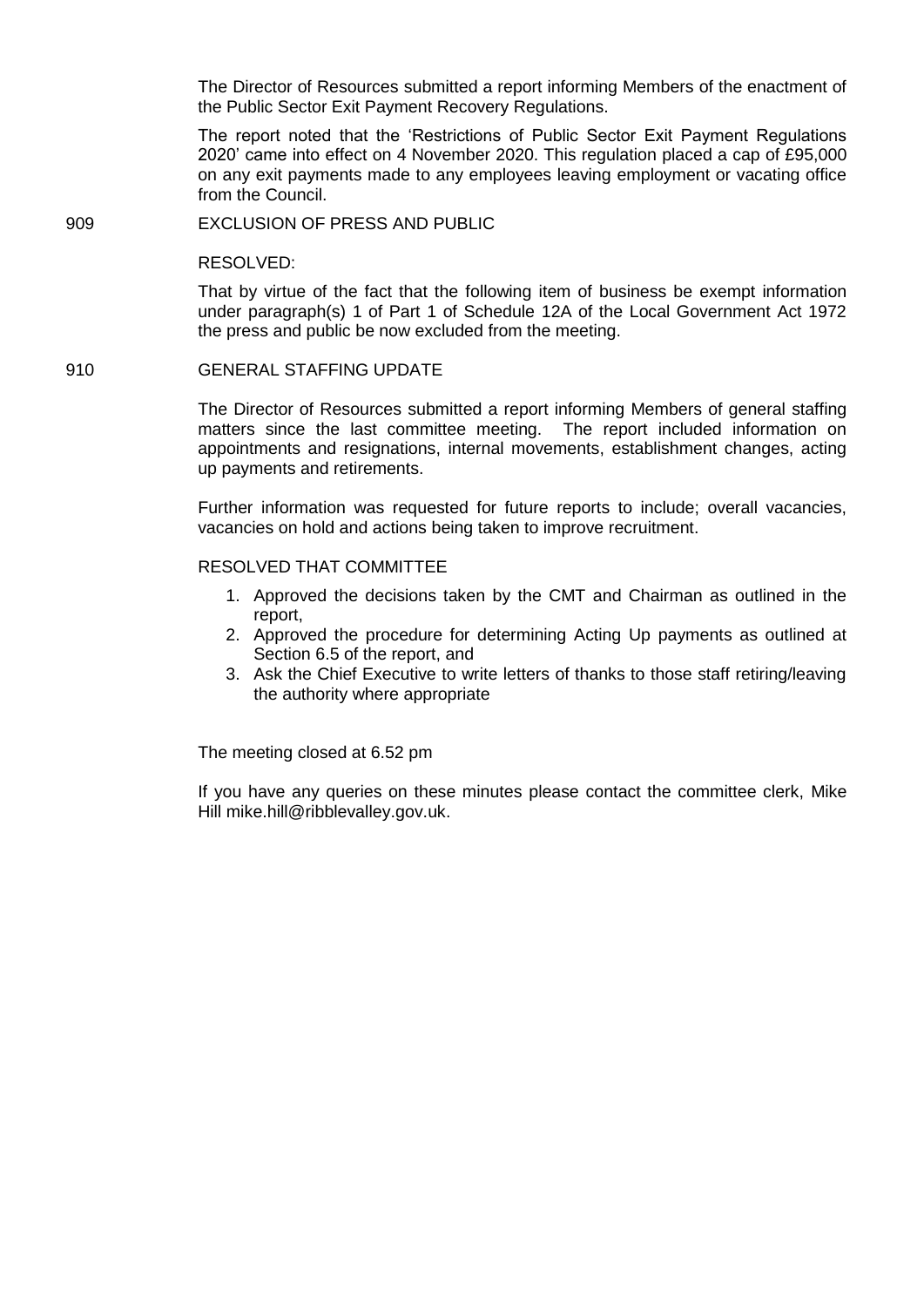The Director of Resources submitted a report informing Members of the enactment of the Public Sector Exit Payment Recovery Regulations.

The report noted that the 'Restrictions of Public Sector Exit Payment Regulations 2020' came into effect on 4 November 2020. This regulation placed a cap of £95,000 on any exit payments made to any employees leaving employment or vacating office from the Council.

909 EXCLUSION OF PRESS AND PUBLIC

RESOLVED:

That by virtue of the fact that the following item of business be exempt information under paragraph(s) 1 of Part 1 of Schedule 12A of the Local Government Act 1972 the press and public be now excluded from the meeting.

910 GENERAL STAFFING UPDATE

The Director of Resources submitted a report informing Members of general staffing matters since the last committee meeting. The report included information on appointments and resignations, internal movements, establishment changes, acting up payments and retirements.

Further information was requested for future reports to include; overall vacancies, vacancies on hold and actions being taken to improve recruitment.

RESOLVED THAT COMMITTEE

1. Approved the decisions taken by the CMT and Chairman as outlined in the report,
2. Approved the procedure for determining Acting Up payments as outlined at Section 6.5 of the report, and
3. Ask the Chief Executive to write letters of thanks to those staff retiring/leaving the authority where appropriate

The meeting closed at 6.52 pm

If you have any queries on these minutes please contact the committee clerk, Mike Hill mike.hill@ribblevalley.gov.uk.